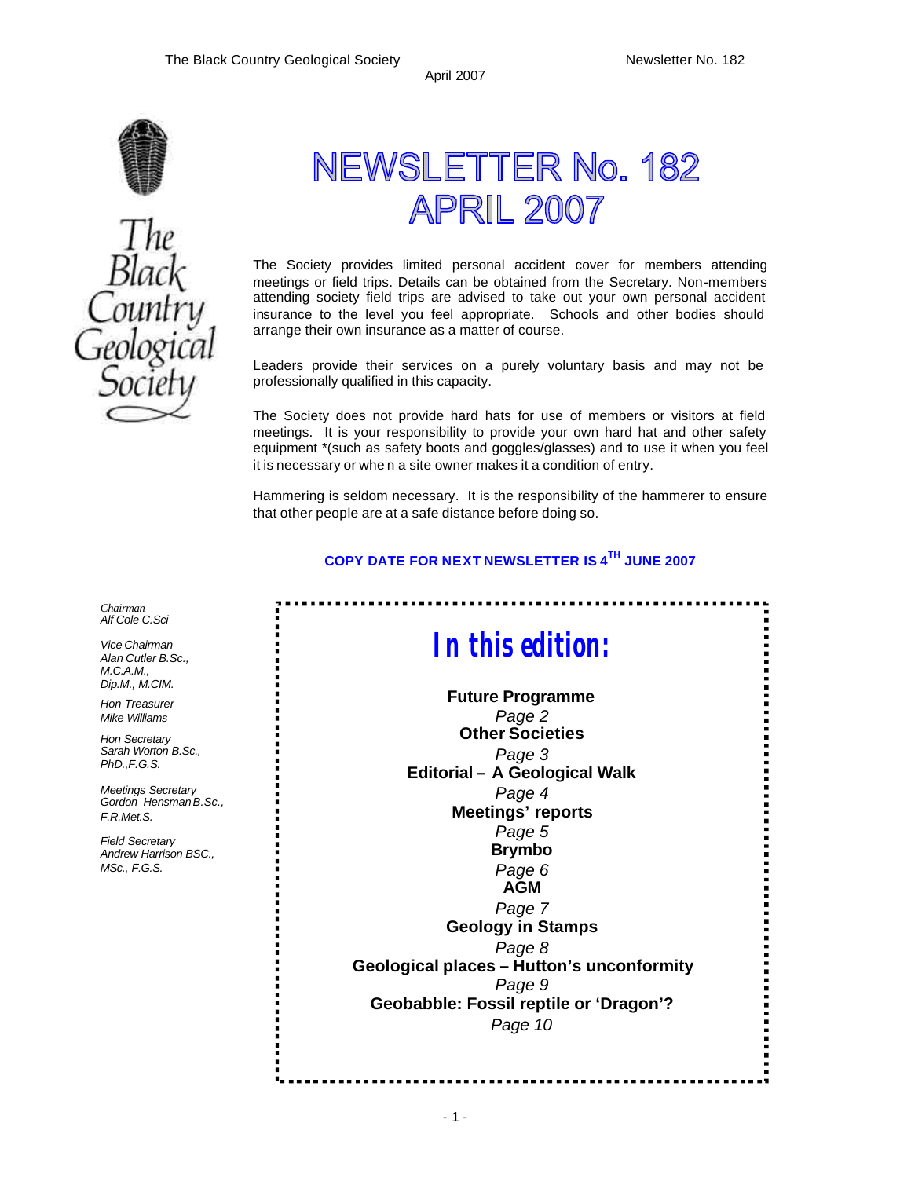# NEWSLETTER No. 182
# APRIL 2007

The Society provides limited personal accident cover for members attending meetings or field trips. Details can be obtained from the Secretary. Non-members attending society field trips are advised to take out your own personal accident insurance to the level you feel appropriate. Schools and other bodies should arrange their own insurance as a matter of course.

Leaders provide their services on a purely voluntary basis and may not be professionally qualified in this capacity.

The Society does not provide hard hats for use of members or visitors at field meetings. It is your responsibility to provide your own hard hat and other safety equipment *(such as safety boots and goggles/glasses) and to use it when you feel it is necessary or whe n a site owner makes it a condition of entry.

Hammering is seldom necessary. It is the responsibility of the hammerer to ensure that other people are at a safe distance before doing so.

**COPY DATE FOR NEXT NEWSLETTER IS 4TH JUNE 2007**

*Chairman*
*Alf Cole C.Sci*

*Vice Chairman*
*Alan Cutler B.Sc., M.C.A.M., Dip.M., M.CIM.*

*Hon Treasurer*
*Mike Williams*

*Hon Secretary*
*Sarah Worton B.Sc., PhD.,F.G.S.*

*Meetings Secretary*
*Gordon Hensman B.Sc., F.R.Met.S.*

*Field Secretary*
*Andrew Harrison BSC., MSc., F.G.S.*

## In this edition:

**Future Programme**
*Page 2*

**Other Societies**
*Page 3*

**Editorial – A Geological Walk**
*Page 4*

**Meetings' reports**
*Page 5*

**Brymbo**
*Page 6*

**AGM**
*Page 7*

**Geology in Stamps**
*Page 8*

**Geological places – Hutton's unconformity**
*Page 9*

**Geobabble: Fossil reptile or 'Dragon'?**
*Page 10*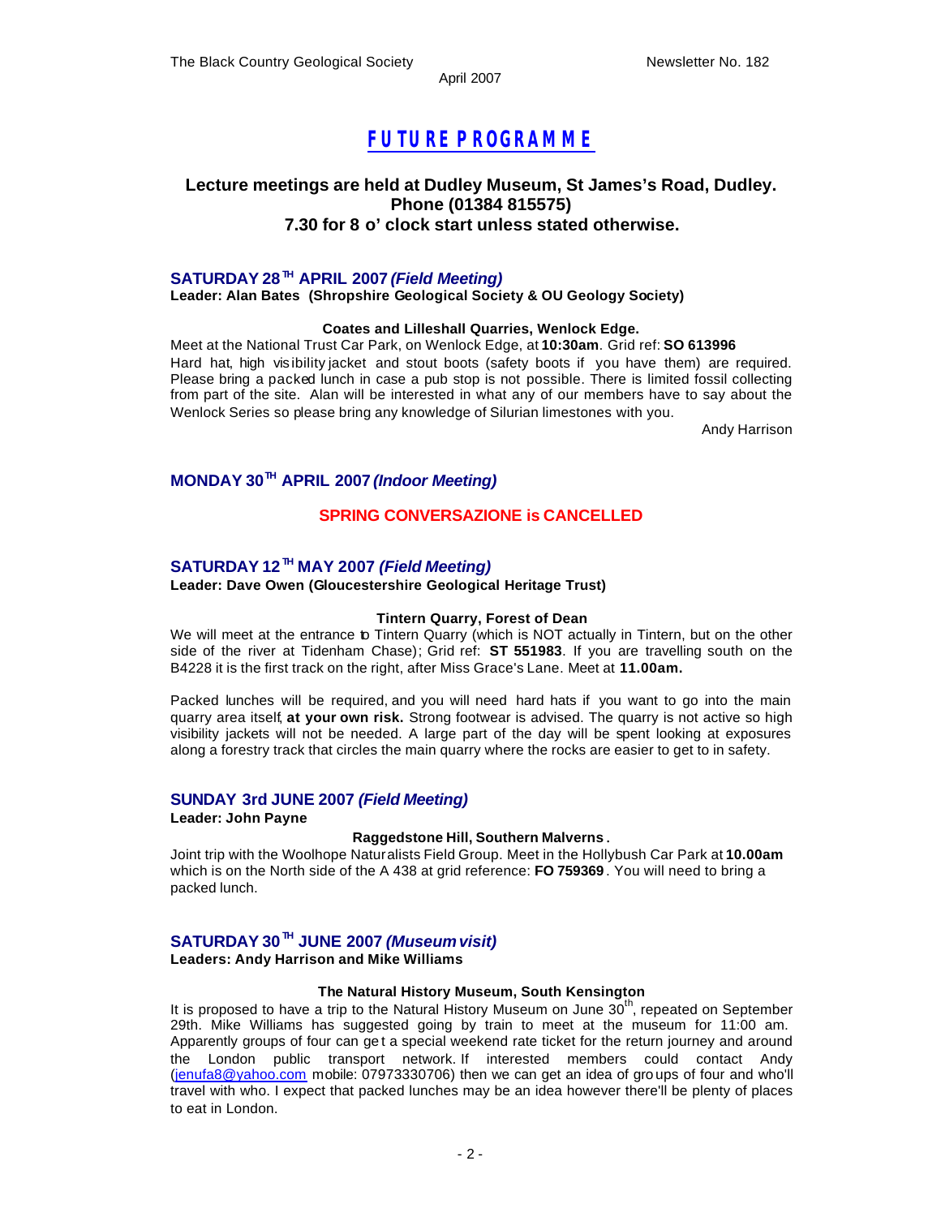# FUTURE PROGRAMME

**Lecture meetings are held at Dudley Museum, St James's Road, Dudley. Phone (01384 815575)**
**7.30 for 8 o' clock start unless stated otherwise.**

## SATURDAY 28TH APRIL 2007 *(Field Meeting)*

**Leader: Alan Bates (Shropshire Geological Society & OU Geology Society)**

**Coates and Lilleshall Quarries, Wenlock Edge.**

Meet at the National Trust Car Park, on Wenlock Edge, at **10:30am**. Grid ref: **SO 613996**
Hard hat, high visibility jacket and stout boots (safety boots if you have them) are required. Please bring a packed lunch in case a pub stop is not possible. There is limited fossil collecting from part of the site. Alan will be interested in what any of our members have to say about the Wenlock Series so please bring any knowledge of Silurian limestones with you.

Andy Harrison

## MONDAY 30TH APRIL 2007 *(Indoor Meeting)*

**SPRING CONVERSAZIONE is CANCELLED**

## SATURDAY 12TH MAY 2007 *(Field Meeting)*

**Leader: Dave Owen (Gloucestershire Geological Heritage Trust)**

**Tintern Quarry, Forest of Dean**

We will meet at the entrance to Tintern Quarry (which is NOT actually in Tintern, but on the other side of the river at Tidenham Chase); Grid ref: **ST 551983**. If you are travelling south on the B4228 it is the first track on the right, after Miss Grace's Lane. Meet at **11.00am.**

Packed lunches will be required, and you will need hard hats if you want to go into the main quarry area itself, **at your own risk.** Strong footwear is advised. The quarry is not active so high visibility jackets will not be needed. A large part of the day will be spent looking at exposures along a forestry track that circles the main quarry where the rocks are easier to get to in safety.

## SUNDAY 3rd JUNE 2007 *(Field Meeting)*

**Leader: John Payne**

**Raggedstone Hill, Southern Malverns.**

Joint trip with the Woolhope Naturalists Field Group. Meet in the Hollybush Car Park at **10.00am** which is on the North side of the A 438 at grid reference: **FO 759369**. You will need to bring a packed lunch.

## SATURDAY 30TH JUNE 2007 *(Museum visit)*

**Leaders: Andy Harrison and Mike Williams**

**The Natural History Museum, South Kensington**

It is proposed to have a trip to the Natural History Museum on June 30th, repeated on September 29th. Mike Williams has suggested going by train to meet at the museum for 11:00 am. Apparently groups of four can get a special weekend rate ticket for the return journey and around the London public transport network. If interested members could contact Andy (jenufa8@yahoo.com mobile: 07973330706) then we can get an idea of groups of four and who'll travel with who. I expect that packed lunches may be an idea however there'll be plenty of places to eat in London.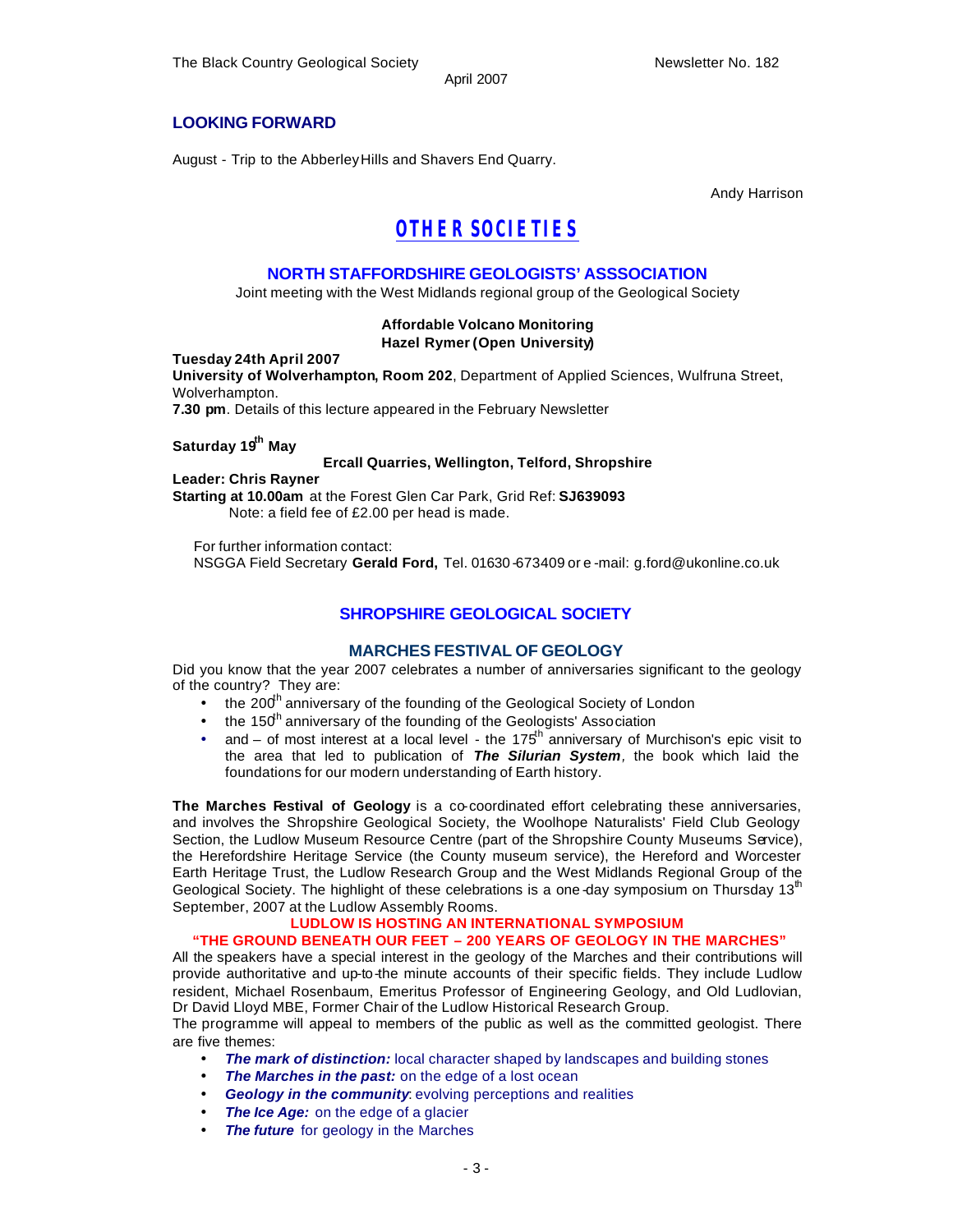## LOOKING FORWARD

August - Trip to the Abberley Hills and Shavers End Quarry.

Andy Harrison

# OTHER SOCIETIES

## NORTH STAFFORDSHIRE GEOLOGISTS' ASSSOCIATION

Joint meeting with the West Midlands regional group of the Geological Society

**Affordable Volcano Monitoring**
**Hazel Rymer (Open University)**

**Tuesday 24th April 2007**
**University of Wolverhampton, Room 202**, Department of Applied Sciences, Wulfruna Street, Wolverhampton.
**7.30 pm**. Details of this lecture appeared in the February Newsletter

**Saturday 19th May**

**Ercall Quarries, Wellington, Telford, Shropshire**

**Leader: Chris Rayner**
**Starting at 10.00am** at the Forest Glen Car Park, Grid Ref: **SJ639093**
Note: a field fee of £2.00 per head is made.

For further information contact:
NSGGA Field Secretary **Gerald Ford,** Tel. 01630-673409 or e-mail: g.ford@ukonline.co.uk

## SHROPSHIRE GEOLOGICAL SOCIETY

### MARCHES FESTIVAL OF GEOLOGY

Did you know that the year 2007 celebrates a number of anniversaries significant to the geology of the country? They are:

- the 200th anniversary of the founding of the Geological Society of London
- the 150th anniversary of the founding of the Geologists' Association
- and – of most interest at a local level - the 175th anniversary of Murchison's epic visit to the area that led to publication of ***The Silurian System***, the book which laid the foundations for our modern understanding of Earth history.

**The Marches Festival of Geology** is a co-coordinated effort celebrating these anniversaries, and involves the Shropshire Geological Society, the Woolhope Naturalists' Field Club Geology Section, the Ludlow Museum Resource Centre (part of the Shropshire County Museums Service), the Herefordshire Heritage Service (the County museum service), the Hereford and Worcester Earth Heritage Trust, the Ludlow Research Group and the West Midlands Regional Group of the Geological Society. The highlight of these celebrations is a one-day symposium on Thursday 13th September, 2007 at the Ludlow Assembly Rooms.

**LUDLOW IS HOSTING AN INTERNATIONAL SYMPOSIUM**
**"THE GROUND BENEATH OUR FEET – 200 YEARS OF GEOLOGY IN THE MARCHES"**

All the speakers have a special interest in the geology of the Marches and their contributions will provide authoritative and up-to-the minute accounts of their specific fields. They include Ludlow resident, Michael Rosenbaum, Emeritus Professor of Engineering Geology, and Old Ludlovian, Dr David Lloyd MBE, Former Chair of the Ludlow Historical Research Group.

The programme will appeal to members of the public as well as the committed geologist. There are five themes:

- ***The mark of distinction:*** local character shaped by landscapes and building stones
- ***The Marches in the past:*** on the edge of a lost ocean
- ***Geology in the community***: evolving perceptions and realities
- ***The Ice Age:*** on the edge of a glacier
- ***The future*** for geology in the Marches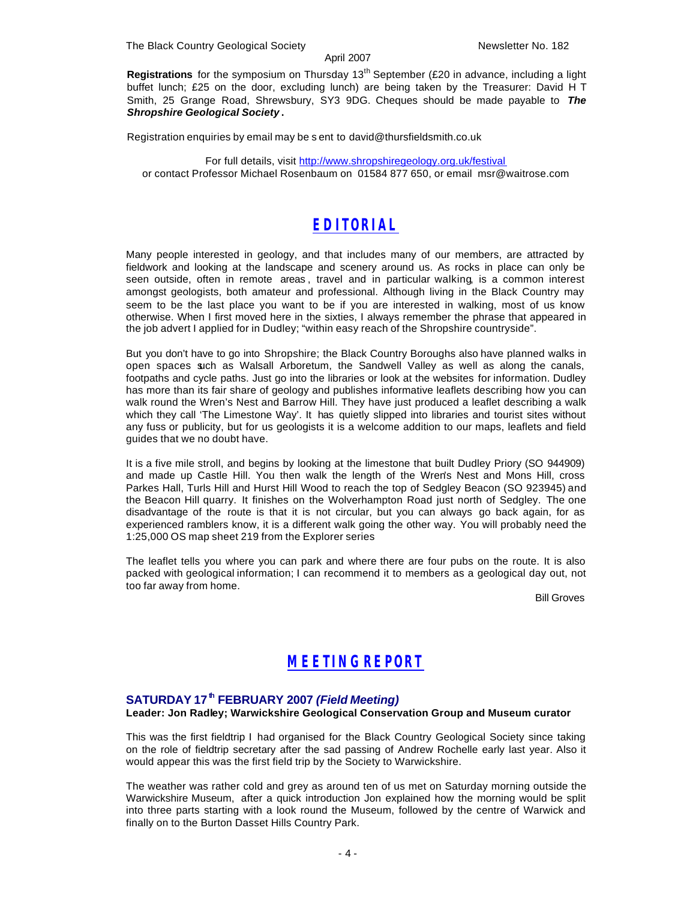**Registrations** for the symposium on Thursday 13th September (£20 in advance, including a light buffet lunch; £25 on the door, excluding lunch) are being taken by the Treasurer: David H T Smith, 25 Grange Road, Shrewsbury, SY3 9DG. Cheques should be made payable to ***The Shropshire Geological Society*.**

Registration enquiries by email may be sent to david@thursfieldsmith.co.uk

For full details, visit http://www.shropshiregeology.org.uk/festival
or contact Professor Michael Rosenbaum on 01584 877 650, or email msr@waitrose.com

# EDITORIAL

Many people interested in geology, and that includes many of our members, are attracted by fieldwork and looking at the landscape and scenery around us. As rocks in place can only be seen outside, often in remote areas, travel and in particular walking, is a common interest amongst geologists, both amateur and professional. Although living in the Black Country may seem to be the last place you want to be if you are interested in walking, most of us know otherwise. When I first moved here in the sixties, I always remember the phrase that appeared in the job advert I applied for in Dudley; "within easy reach of the Shropshire countryside".

But you don't have to go into Shropshire; the Black Country Boroughs also have planned walks in open spaces such as Walsall Arboretum, the Sandwell Valley as well as along the canals, footpaths and cycle paths. Just go into the libraries or look at the websites for information. Dudley has more than its fair share of geology and publishes informative leaflets describing how you can walk round the Wren's Nest and Barrow Hill. They have just produced a leaflet describing a walk which they call 'The Limestone Way'. It has quietly slipped into libraries and tourist sites without any fuss or publicity, but for us geologists it is a welcome addition to our maps, leaflets and field guides that we no doubt have.

It is a five mile stroll, and begins by looking at the limestone that built Dudley Priory (SO 944909) and made up Castle Hill. You then walk the length of the Wren's Nest and Mons Hill, cross Parkes Hall, Turls Hill and Hurst Hill Wood to reach the top of Sedgley Beacon (SO 923945) and the Beacon Hill quarry. It finishes on the Wolverhampton Road just north of Sedgley. The one disadvantage of the route is that it is not circular, but you can always go back again, for as experienced ramblers know, it is a different walk going the other way. You will probably need the 1:25,000 OS map sheet 219 from the Explorer series

The leaflet tells you where you can park and where there are four pubs on the route. It is also packed with geological information; I can recommend it to members as a geological day out, not too far away from home.

Bill Groves

# MEETING REPORT

## SATURDAY 17th FEBRUARY 2007 *(Field Meeting)*

**Leader: Jon Radley; Warwickshire Geological Conservation Group and Museum curator**

This was the first fieldtrip I had organised for the Black Country Geological Society since taking on the role of fieldtrip secretary after the sad passing of Andrew Rochelle early last year. Also it would appear this was the first field trip by the Society to Warwickshire.

The weather was rather cold and grey as around ten of us met on Saturday morning outside the Warwickshire Museum, after a quick introduction Jon explained how the morning would be split into three parts starting with a look round the Museum, followed by the centre of Warwick and finally on to the Burton Dasset Hills Country Park.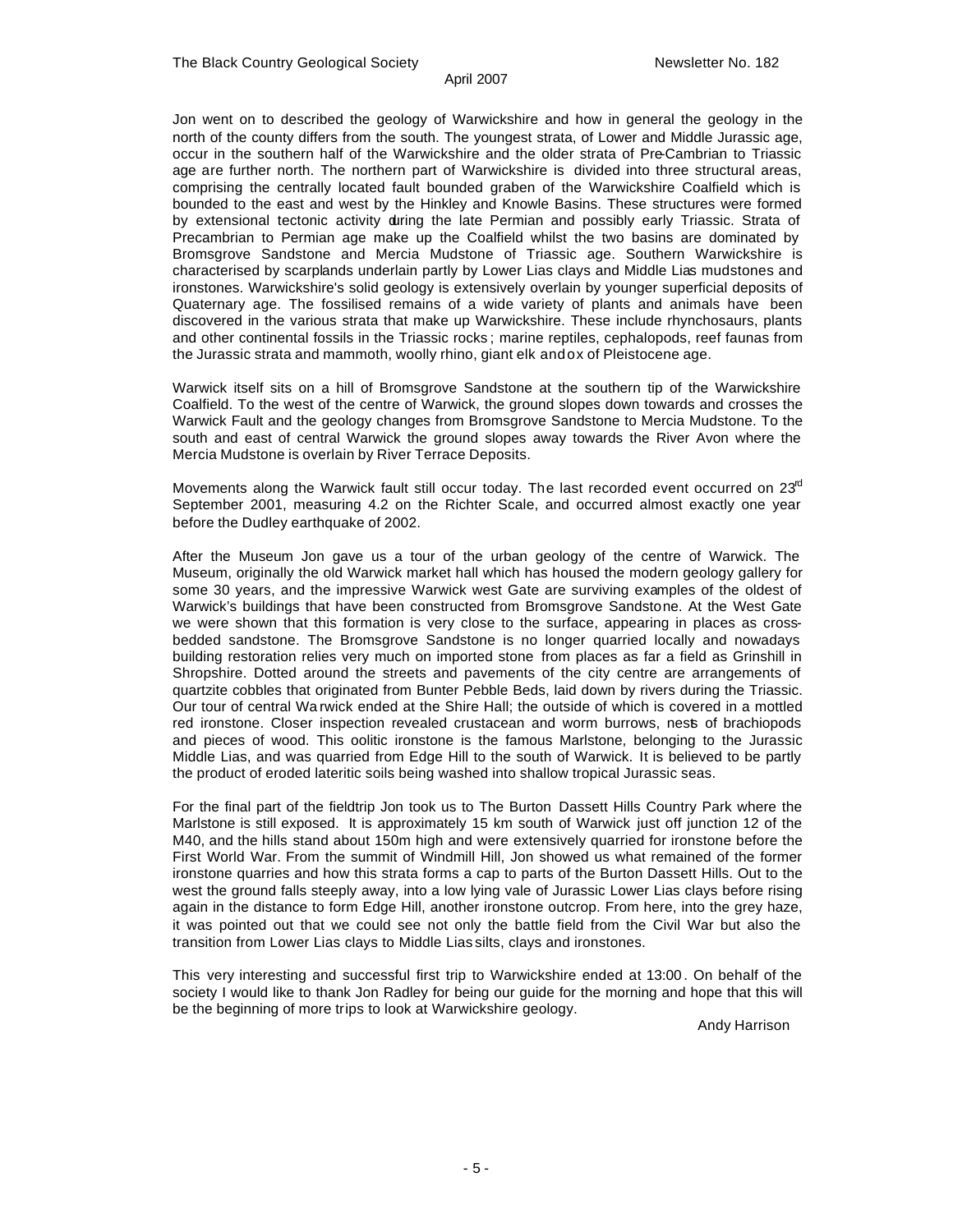Jon went on to described the geology of Warwickshire and how in general the geology in the north of the county differs from the south. The youngest strata, of Lower and Middle Jurassic age, occur in the southern half of the Warwickshire and the older strata of Pre-Cambrian to Triassic age are further north. The northern part of Warwickshire is divided into three structural areas, comprising the centrally located fault bounded graben of the Warwickshire Coalfield which is bounded to the east and west by the Hinkley and Knowle Basins. These structures were formed by extensional tectonic activity during the late Permian and possibly early Triassic. Strata of Precambrian to Permian age make up the Coalfield whilst the two basins are dominated by Bromsgrove Sandstone and Mercia Mudstone of Triassic age. Southern Warwickshire is characterised by scarplands underlain partly by Lower Lias clays and Middle Lias mudstones and ironstones. Warwickshire's solid geology is extensively overlain by younger superficial deposits of Quaternary age. The fossilised remains of a wide variety of plants and animals have been discovered in the various strata that make up Warwickshire. These include rhynchosaurs, plants and other continental fossils in the Triassic rocks; marine reptiles, cephalopods, reef faunas from the Jurassic strata and mammoth, woolly rhino, giant elk and ox of Pleistocene age.

Warwick itself sits on a hill of Bromsgrove Sandstone at the southern tip of the Warwickshire Coalfield. To the west of the centre of Warwick, the ground slopes down towards and crosses the Warwick Fault and the geology changes from Bromsgrove Sandstone to Mercia Mudstone. To the south and east of central Warwick the ground slopes away towards the River Avon where the Mercia Mudstone is overlain by River Terrace Deposits.

Movements along the Warwick fault still occur today. The last recorded event occurred on 23rd September 2001, measuring 4.2 on the Richter Scale, and occurred almost exactly one year before the Dudley earthquake of 2002.

After the Museum Jon gave us a tour of the urban geology of the centre of Warwick. The Museum, originally the old Warwick market hall which has housed the modern geology gallery for some 30 years, and the impressive Warwick west Gate are surviving examples of the oldest of Warwick's buildings that have been constructed from Bromsgrove Sandstone. At the West Gate we were shown that this formation is very close to the surface, appearing in places as cross-bedded sandstone. The Bromsgrove Sandstone is no longer quarried locally and nowadays building restoration relies very much on imported stone from places as far a field as Grinshill in Shropshire. Dotted around the streets and pavements of the city centre are arrangements of quartzite cobbles that originated from Bunter Pebble Beds, laid down by rivers during the Triassic. Our tour of central Warwick ended at the Shire Hall; the outside of which is covered in a mottled red ironstone. Closer inspection revealed crustacean and worm burrows, nests of brachiopods and pieces of wood. This oolitic ironstone is the famous Marlstone, belonging to the Jurassic Middle Lias, and was quarried from Edge Hill to the south of Warwick. It is believed to be partly the product of eroded lateritic soils being washed into shallow tropical Jurassic seas.

For the final part of the fieldtrip Jon took us to The Burton Dassett Hills Country Park where the Marlstone is still exposed. It is approximately 15 km south of Warwick just off junction 12 of the M40, and the hills stand about 150m high and were extensively quarried for ironstone before the First World War. From the summit of Windmill Hill, Jon showed us what remained of the former ironstone quarries and how this strata forms a cap to parts of the Burton Dassett Hills. Out to the west the ground falls steeply away, into a low lying vale of Jurassic Lower Lias clays before rising again in the distance to form Edge Hill, another ironstone outcrop. From here, into the grey haze, it was pointed out that we could see not only the battle field from the Civil War but also the transition from Lower Lias clays to Middle Lias silts, clays and ironstones.

This very interesting and successful first trip to Warwickshire ended at 13:00. On behalf of the society I would like to thank Jon Radley for being our guide for the morning and hope that this will be the beginning of more trips to look at Warwickshire geology.

Andy Harrison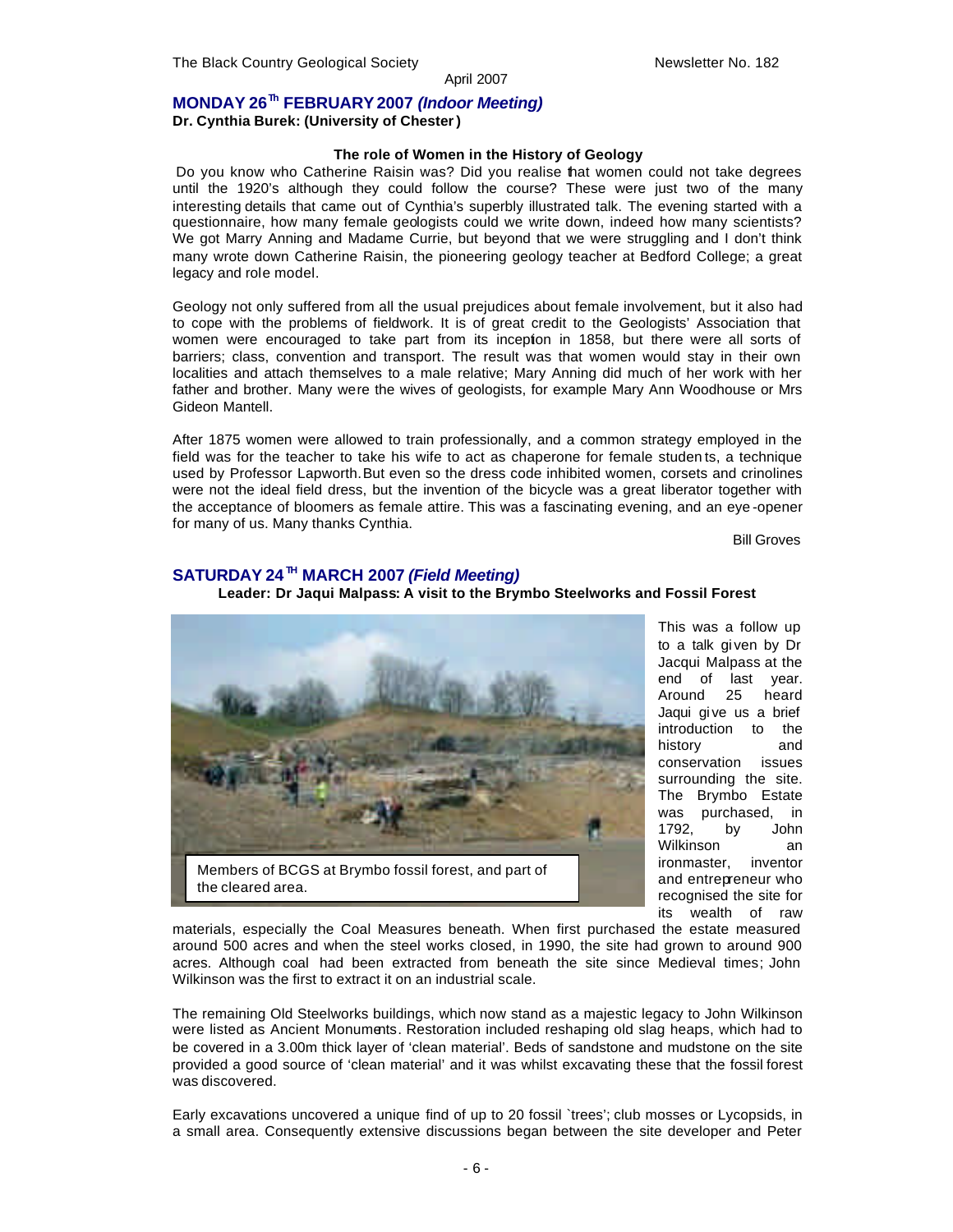## MONDAY 26<sup>Th</sup> FEBRUARY 2007 *(Indoor Meeting)*

**Dr. Cynthia Burek: (University of Chester)**

### The role of Women in the History of Geology

Do you know who Catherine Raisin was? Did you realise that women could not take degrees until the 1920's although they could follow the course? These were just two of the many interesting details that came out of Cynthia's superbly illustrated talk. The evening started with a questionnaire, how many female geologists could we write down, indeed how many scientists? We got Marry Anning and Madame Currie, but beyond that we were struggling and I don't think many wrote down Catherine Raisin, the pioneering geology teacher at Bedford College; a great legacy and role model.

Geology not only suffered from all the usual prejudices about female involvement, but it also had to cope with the problems of fieldwork. It is of great credit to the Geologists' Association that women were encouraged to take part from its inception in 1858, but there were all sorts of barriers; class, convention and transport. The result was that women would stay in their own localities and attach themselves to a male relative; Mary Anning did much of her work with her father and brother. Many were the wives of geologists, for example Mary Ann Woodhouse or Mrs Gideon Mantell.

After 1875 women were allowed to train professionally, and a common strategy employed in the field was for the teacher to take his wife to act as chaperone for female students, a technique used by Professor Lapworth. But even so the dress code inhibited women, corsets and crinolines were not the ideal field dress, but the invention of the bicycle was a great liberator together with the acceptance of bloomers as female attire. This was a fascinating evening, and an eye-opener for many of us. Many thanks Cynthia.

Bill Groves

## SATURDAY 24<sup>TH</sup> MARCH 2007 *(Field Meeting)*

**Leader: Dr Jaqui Malpass: A visit to the Brymbo Steelworks and Fossil Forest**

Members of BCGS at Brymbo fossil forest, and part of the cleared area.

This was a follow up to a talk given by Dr Jacqui Malpass at the end of last year. Around 25 heard Jaqui give us a brief introduction to the history and conservation issues surrounding the site. The Brymbo Estate was purchased, in 1792, by John Wilkinson an ironmaster, inventor and entrepreneur who recognised the site for its wealth of raw materials, especially the Coal Measures beneath. When first purchased the estate measured around 500 acres and when the steel works closed, in 1990, the site had grown to around 900 acres. Although coal had been extracted from beneath the site since Medieval times; John Wilkinson was the first to extract it on an industrial scale.

The remaining Old Steelworks buildings, which now stand as a majestic legacy to John Wilkinson were listed as Ancient Monuments. Restoration included reshaping old slag heaps, which had to be covered in a 3.00m thick layer of 'clean material'. Beds of sandstone and mudstone on the site provided a good source of 'clean material' and it was whilst excavating these that the fossil forest was discovered.

Early excavations uncovered a unique find of up to 20 fossil `trees'; club mosses or Lycopsids, in a small area. Consequently extensive discussions began between the site developer and Peter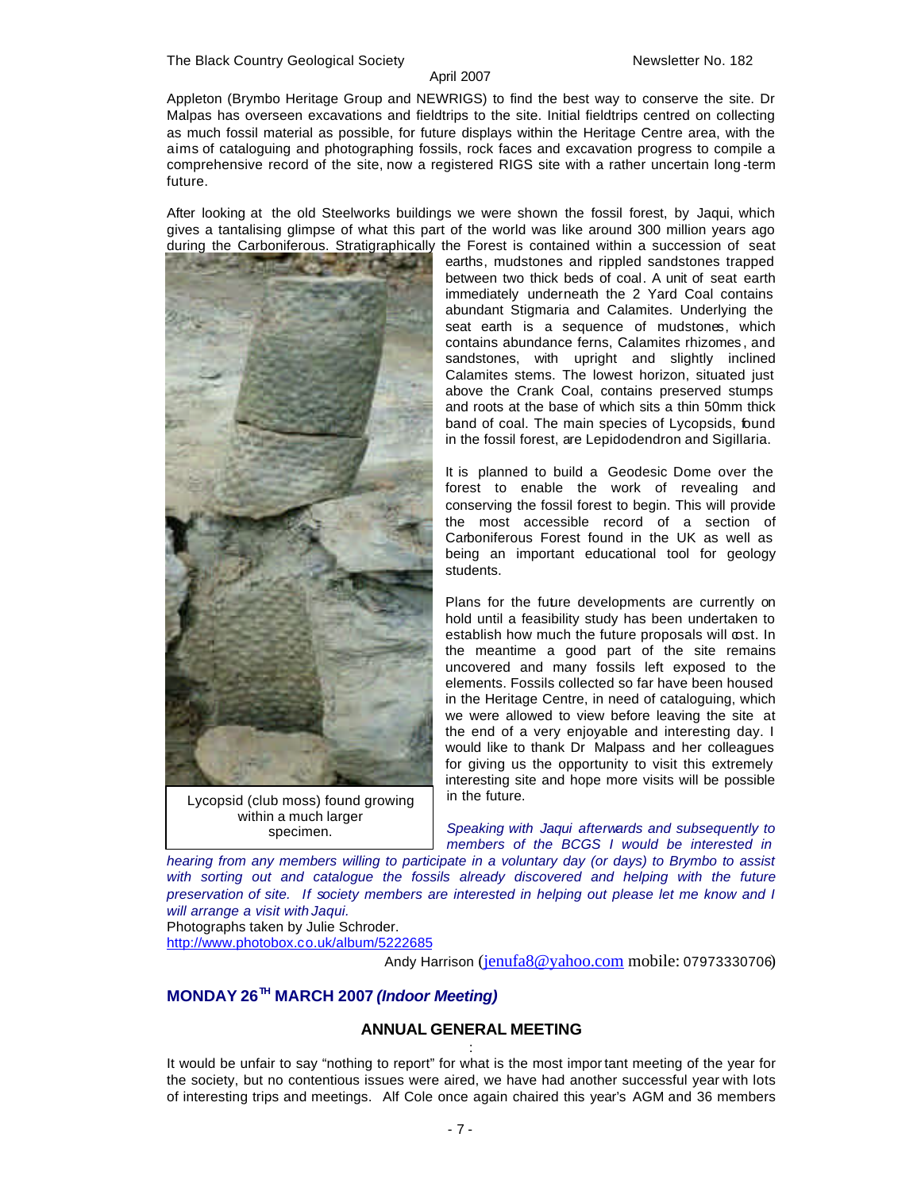Appleton (Brymbo Heritage Group and NEWRIGS) to find the best way to conserve the site. Dr Malpas has overseen excavations and fieldtrips to the site. Initial fieldtrips centred on collecting as much fossil material as possible, for future displays within the Heritage Centre area, with the aims of cataloguing and photographing fossils, rock faces and excavation progress to compile a comprehensive record of the site, now a registered RIGS site with a rather uncertain long-term future.

After looking at the old Steelworks buildings we were shown the fossil forest, by Jaqui, which gives a tantalising glimpse of what this part of the world was like around 300 million years ago during the Carboniferous. Stratigraphically the Forest is contained within a succession of seat earths, mudstones and rippled sandstones trapped between two thick beds of coal. A unit of seat earth immediately underneath the 2 Yard Coal contains abundant Stigmaria and Calamites. Underlying the seat earth is a sequence of mudstones, which contains abundance ferns, Calamites rhizomes, and sandstones, with upright and slightly inclined Calamites stems. The lowest horizon, situated just above the Crank Coal, contains preserved stumps and roots at the base of which sits a thin 50mm thick band of coal. The main species of Lycopsids, found in the fossil forest, are Lepidodendron and Sigillaria.

Lycopsid (club moss) found growing within a much larger specimen.

It is planned to build a Geodesic Dome over the forest to enable the work of revealing and conserving the fossil forest to begin. This will provide the most accessible record of a section of Carboniferous Forest found in the UK as well as being an important educational tool for geology students.

Plans for the future developments are currently on hold until a feasibility study has been undertaken to establish how much the future proposals will cost. In the meantime a good part of the site remains uncovered and many fossils left exposed to the elements. Fossils collected so far have been housed in the Heritage Centre, in need of cataloguing, which we were allowed to view before leaving the site at the end of a very enjoyable and interesting day. I would like to thank Dr Malpass and her colleagues for giving us the opportunity to visit this extremely interesting site and hope more visits will be possible in the future.

*Speaking with Jaqui afterwards and subsequently to members of the BCGS I would be interested in hearing from any members willing to participate in a voluntary day (or days) to Brymbo to assist with sorting out and catalogue the fossils already discovered and helping with the future preservation of site. If society members are interested in helping out please let me know and I will arrange a visit with Jaqui.*

Photographs taken by Julie Schroder.
http://www.photobox.co.uk/album/5222685

Andy Harrison (jenufa8@yahoo.com mobile: 07973330706)

## MONDAY 26TH MARCH 2007 *(Indoor Meeting)*

### ANNUAL GENERAL MEETING

It would be unfair to say "nothing to report" for what is the most important meeting of the year for the society, but no contentious issues were aired, we have had another successful year with lots of interesting trips and meetings. Alf Cole once again chaired this year's AGM and 36 members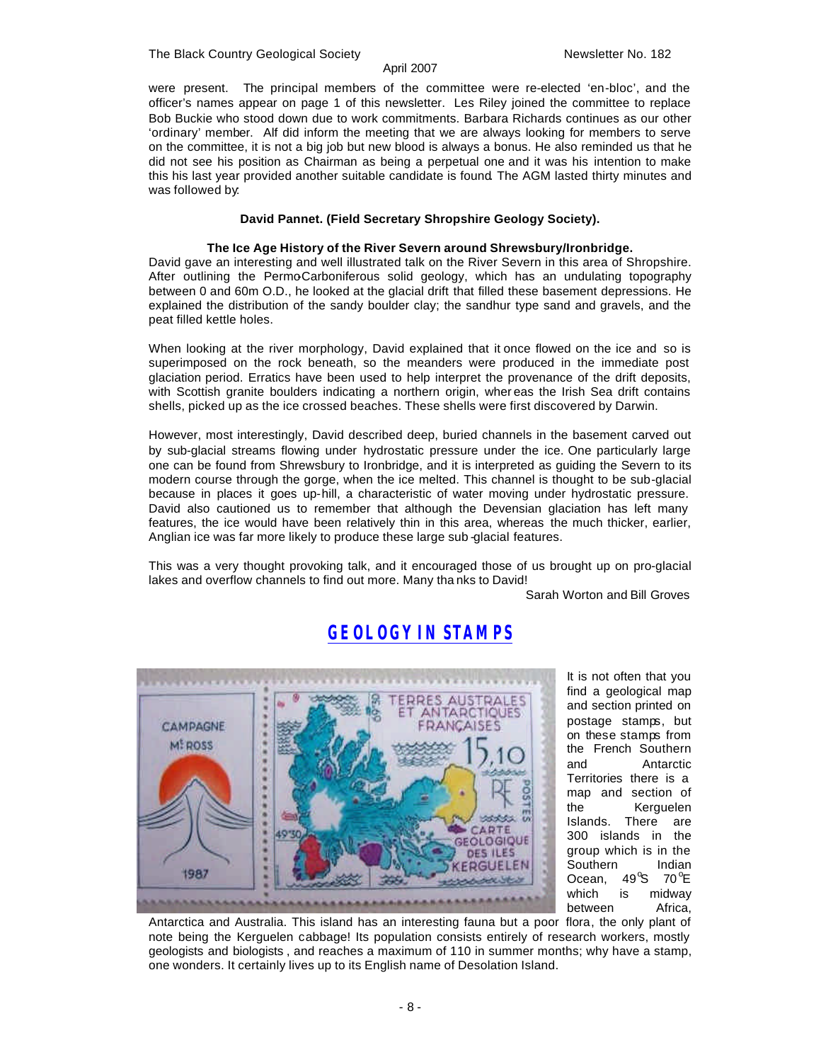were present. The principal members of the committee were re-elected 'en-bloc', and the officer's names appear on page 1 of this newsletter. Les Riley joined the committee to replace Bob Buckie who stood down due to work commitments. Barbara Richards continues as our other 'ordinary' member. Alf did inform the meeting that we are always looking for members to serve on the committee, it is not a big job but new blood is always a bonus. He also reminded us that he did not see his position as Chairman as being a perpetual one and it was his intention to make this his last year provided another suitable candidate is found. The AGM lasted thirty minutes and was followed by:

**David Pannet. (Field Secretary Shropshire Geology Society).**

**The Ice Age History of the River Severn around Shrewsbury/Ironbridge.**

David gave an interesting and well illustrated talk on the River Severn in this area of Shropshire. After outlining the Permo-Carboniferous solid geology, which has an undulating topography between 0 and 60m O.D., he looked at the glacial drift that filled these basement depressions. He explained the distribution of the sandy boulder clay; the sandhur type sand and gravels, and the peat filled kettle holes.

When looking at the river morphology, David explained that it once flowed on the ice and so is superimposed on the rock beneath, so the meanders were produced in the immediate post glaciation period. Erratics have been used to help interpret the provenance of the drift deposits, with Scottish granite boulders indicating a northern origin, whereas the Irish Sea drift contains shells, picked up as the ice crossed beaches. These shells were first discovered by Darwin.

However, most interestingly, David described deep, buried channels in the basement carved out by sub-glacial streams flowing under hydrostatic pressure under the ice. One particularly large one can be found from Shrewsbury to Ironbridge, and it is interpreted as guiding the Severn to its modern course through the gorge, when the ice melted. This channel is thought to be sub-glacial because in places it goes up-hill, a characteristic of water moving under hydrostatic pressure. David also cautioned us to remember that although the Devensian glaciation has left many features, the ice would have been relatively thin in this area, whereas the much thicker, earlier, Anglian ice was far more likely to produce these large sub-glacial features.

This was a very thought provoking talk, and it encouraged those of us brought up on pro-glacial lakes and overflow channels to find out more. Many thanks to David!

Sarah Worton and Bill Groves

## GEOLOGY IN STAMPS

It is not often that you find a geological map and section printed on postage stamps, but on these stamps from the French Southern and Antarctic Territories there is a map and section of the Kerguelen Islands. There are 300 islands in the group which is in the Southern Indian Ocean, 49°S 70°E which is midway between Africa, Antarctica and Australia. This island has an interesting fauna but a poor flora, the only plant of note being the Kerguelen cabbage! Its population consists entirely of research workers, mostly geologists and biologists, and reaches a maximum of 110 in summer months; why have a stamp, one wonders. It certainly lives up to its English name of Desolation Island.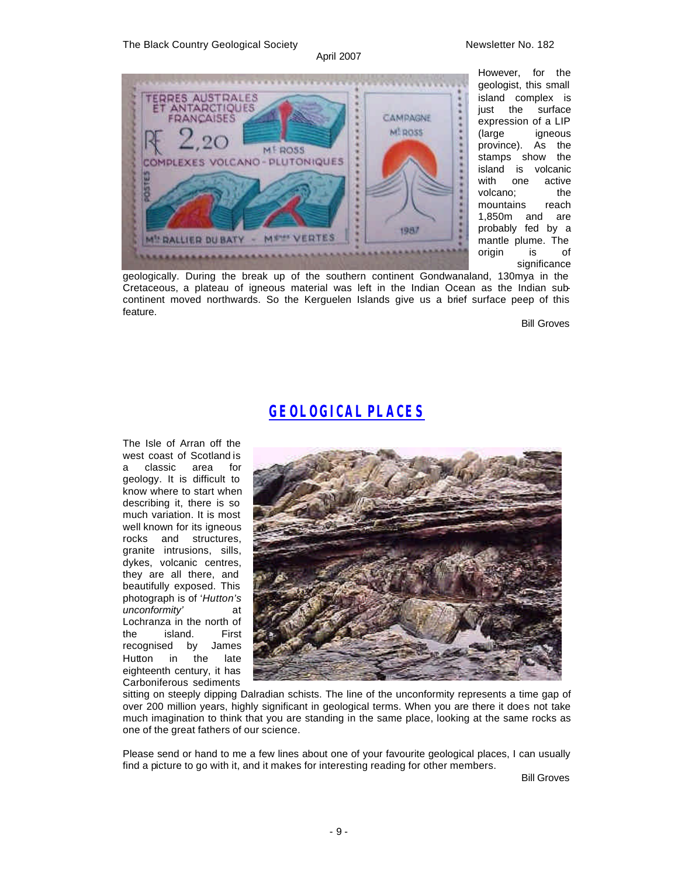However, for the geologist, this small island complex is just the surface expression of a LIP (large igneous province). As the stamps show the island is volcanic with one active volcano; the mountains reach 1,850m and are probably fed by a mantle plume. The origin is of significance geologically. During the break up of the southern continent Gondwanaland, 130mya in the Cretaceous, a plateau of igneous material was left in the Indian Ocean as the Indian sub-continent moved northwards. So the Kerguelen Islands give us a brief surface peep of this feature.

Bill Groves

## GEOLOGICAL PLACES

The Isle of Arran off the west coast of Scotland is a classic area for geology. It is difficult to know where to start when describing it, there is so much variation. It is most well known for its igneous rocks and structures, granite intrusions, sills, dykes, volcanic centres, they are all there, and beautifully exposed. This photograph is of '*Hutton's unconformity*' at Lochranza in the north of the island. First recognised by James Hutton in the late eighteenth century, it has Carboniferous sediments sitting on steeply dipping Dalradian schists. The line of the unconformity represents a time gap of over 200 million years, highly significant in geological terms. When you are there it does not take much imagination to think that you are standing in the same place, looking at the same rocks as one of the great fathers of our science.

Please send or hand to me a few lines about one of your favourite geological places, I can usually find a picture to go with it, and it makes for interesting reading for other members.

Bill Groves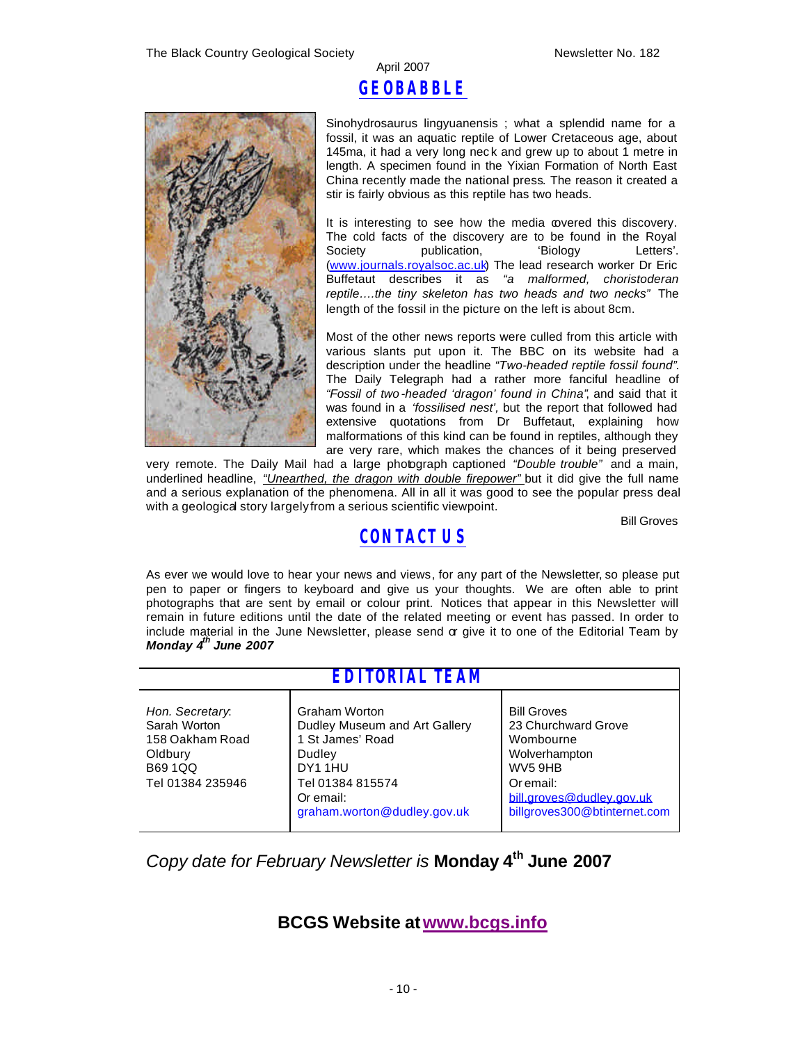April 2007

## GEOBABBLE

Sinohydrosaurus lingyuanensis ; what a splendid name for a fossil, it was an aquatic reptile of Lower Cretaceous age, about 145ma, it had a very long neck and grew up to about 1 metre in length. A specimen found in the Yixian Formation of North East China recently made the national press. The reason it created a stir is fairly obvious as this reptile has two heads.

It is interesting to see how the media covered this discovery. The cold facts of the discovery are to be found in the Royal Society publication, 'Biology Letters'. (www.journals.royalsoc.ac.uk) The lead research worker Dr Eric Buffetaut describes it as *"a malformed, choristoderan reptile….the tiny skeleton has two heads and two necks"* The length of the fossil in the picture on the left is about 8cm.

Most of the other news reports were culled from this article with various slants put upon it. The BBC on its website had a description under the headline *"Two-headed reptile fossil found".* The Daily Telegraph had a rather more fanciful headline of *"Fossil of two-headed 'dragon' found in China",* and said that it was found in a *'fossilised nest',* but the report that followed had extensive quotations from Dr Buffetaut, explaining how malformations of this kind can be found in reptiles, although they are very rare, which makes the chances of it being preserved very remote. The Daily Mail had a large photograph captioned *"Double trouble"* and a main, underlined headline, *"Unearthed, the dragon with double firepower"* but it did give the full name and a serious explanation of the phenomena. All in all it was good to see the popular press deal with a geological story largely from a serious scientific viewpoint.

Bill Groves

## CONTACT US

As ever we would love to hear your news and views, for any part of the Newsletter, so please put pen to paper or fingers to keyboard and give us your thoughts. We are often able to print photographs that are sent by email or colour print. Notices that appear in this Newsletter will remain in future editions until the date of the related meeting or event has passed. In order to include material in the June Newsletter, please send or give it to one of the Editorial Team by ***Monday 4th June 2007***

## EDITORIAL TEAM

| | | |
|---|---|---|
| *Hon. Secretary:*<br>Sarah Worton<br>158 Oakham Road<br>Oldbury<br>B69 1QQ<br>Tel 01384 235946 | Graham Worton<br>Dudley Museum and Art Gallery<br>1 St James' Road<br>Dudley<br>DY1 1HU<br>Tel 01384 815574<br>Or email:<br>graham.worton@dudley.gov.uk | Bill Groves<br>23 Churchward Grove<br>Wombourne<br>Wolverhampton<br>WV5 9HB<br>Or email:<br>bill.groves@dudley.gov.uk<br>billgroves300@btinternet.com |

*Copy date for February Newsletter is* **Monday 4th June 2007**

**BCGS Website at www.bcgs.info**